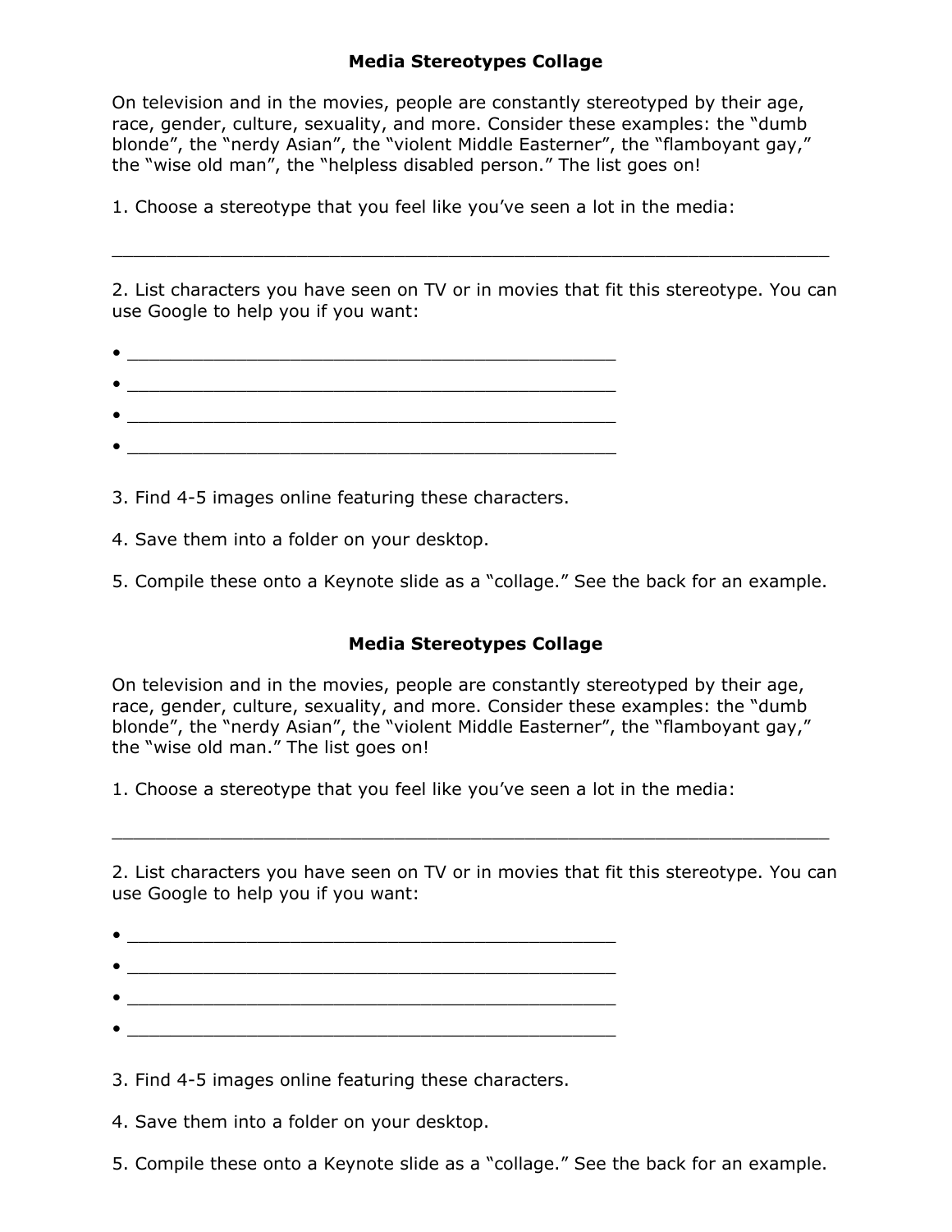## Media Stereotypes Collage

On television and in the movies, people are constantly stereotyped by their age, race, gender, culture, sexuality, and more. Consider these examples: the "dumb blonde", the "nerdy Asian", the "violent Middle Easterner", the "flamboyant gay," the "wise old man", the "helpless disabled person." The list goes on!

1. Choose a stereotype that you feel like you've seen a lot in the media:

_________________________________________________________________

2. List characters you have seen on TV or in movies that fit this stereotype. You can use Google to help you if you want:

- ____________________________________________
- ____________________________________________
- ____________________________________________
- ____________________________________________

3. Find 4-5 images online featuring these characters.

4. Save them into a folder on your desktop.

5. Compile these onto a Keynote slide as a "collage." See the back for an example.

## Media Stereotypes Collage

On television and in the movies, people are constantly stereotyped by their age, race, gender, culture, sexuality, and more. Consider these examples: the "dumb blonde", the "nerdy Asian", the "violent Middle Easterner", the "flamboyant gay," the "wise old man." The list goes on!

1. Choose a stereotype that you feel like you've seen a lot in the media:

_________________________________________________________________

2. List characters you have seen on TV or in movies that fit this stereotype. You can use Google to help you if you want:

- ____________________________________________
- ____________________________________________
- ____________________________________________
- ____________________________________________

3. Find 4-5 images online featuring these characters.

4. Save them into a folder on your desktop.

5. Compile these onto a Keynote slide as a "collage." See the back for an example.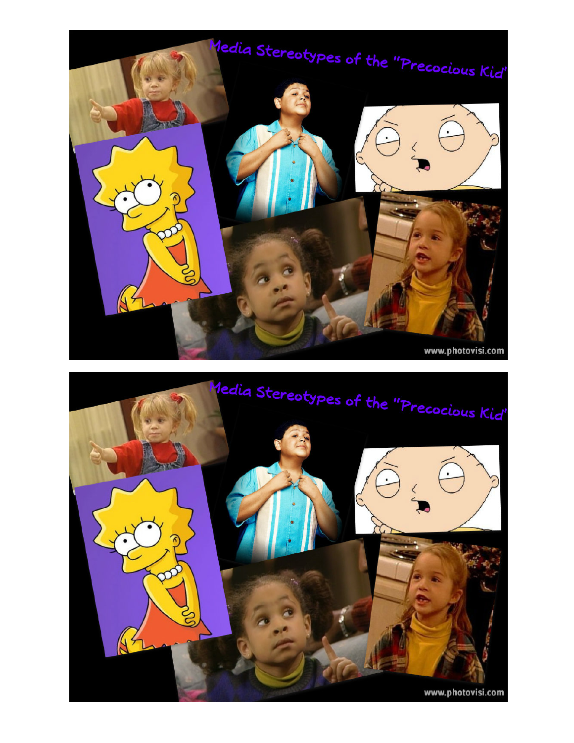Media Stereotypes of the "Precocious Kid"

www.photovisi.com

Media Stereotypes of the "Precocious Kid"

www.photovisi.com